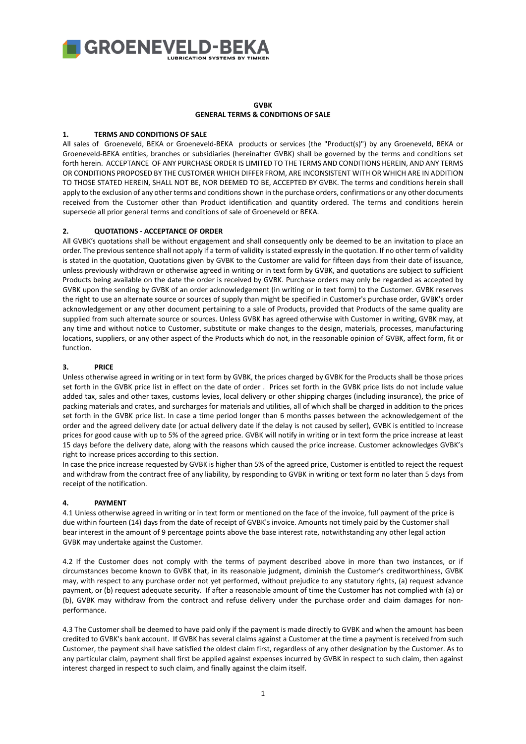GROENEVELD-BEKA
LUBRICATION SYSTEMS BY TIMKEN

# GVBK
# GENERAL TERMS & CONDITIONS OF SALE

## 1. TERMS AND CONDITIONS OF SALE

All sales of Groeneveld, BEKA or Groeneveld-BEKA products or services (the "Product(s)") by any Groeneveld, BEKA or Groeneveld-BEKA entities, branches or subsidiaries (hereinafter GVBK) shall be governed by the terms and conditions set forth herein. ACCEPTANCE OF ANY PURCHASE ORDER IS LIMITED TO THE TERMS AND CONDITIONS HEREIN, AND ANY TERMS OR CONDITIONS PROPOSED BY THE CUSTOMER WHICH DIFFER FROM, ARE INCONSISTENT WITH OR WHICH ARE IN ADDITION TO THOSE STATED HEREIN, SHALL NOT BE, NOR DEEMED TO BE, ACCEPTED BY GVBK. The terms and conditions herein shall apply to the exclusion of any other terms and conditions shown in the purchase orders, confirmations or any other documents received from the Customer other than Product identification and quantity ordered. The terms and conditions herein supersede all prior general terms and conditions of sale of Groeneveld or BEKA.

## 2. QUOTATIONS - ACCEPTANCE OF ORDER

All GVBK's quotations shall be without engagement and shall consequently only be deemed to be an invitation to place an order. The previous sentence shall not apply if a term of validity is stated expressly in the quotation. If no other term of validity is stated in the quotation, Quotations given by GVBK to the Customer are valid for fifteen days from their date of issuance, unless previously withdrawn or otherwise agreed in writing or in text form by GVBK, and quotations are subject to sufficient Products being available on the date the order is received by GVBK. Purchase orders may only be regarded as accepted by GVBK upon the sending by GVBK of an order acknowledgement (in writing or in text form) to the Customer. GVBK reserves the right to use an alternate source or sources of supply than might be specified in Customer's purchase order, GVBK's order acknowledgement or any other document pertaining to a sale of Products, provided that Products of the same quality are supplied from such alternate source or sources. Unless GVBK has agreed otherwise with Customer in writing, GVBK may, at any time and without notice to Customer, substitute or make changes to the design, materials, processes, manufacturing locations, suppliers, or any other aspect of the Products which do not, in the reasonable opinion of GVBK, affect form, fit or function.

## 3. PRICE

Unless otherwise agreed in writing or in text form by GVBK, the prices charged by GVBK for the Products shall be those prices set forth in the GVBK price list in effect on the date of order . Prices set forth in the GVBK price lists do not include value added tax, sales and other taxes, customs levies, local delivery or other shipping charges (including insurance), the price of packing materials and crates, and surcharges for materials and utilities, all of which shall be charged in addition to the prices set forth in the GVBK price list. In case a time period longer than 6 months passes between the acknowledgement of the order and the agreed delivery date (or actual delivery date if the delay is not caused by seller), GVBK is entitled to increase prices for good cause with up to 5% of the agreed price. GVBK will notify in writing or in text form the price increase at least 15 days before the delivery date, along with the reasons which caused the price increase. Customer acknowledges GVBK's right to increase prices according to this section.

In case the price increase requested by GVBK is higher than 5% of the agreed price, Customer is entitled to reject the request and withdraw from the contract free of any liability, by responding to GVBK in writing or text form no later than 5 days from receipt of the notification.

## 4. PAYMENT

4.1 Unless otherwise agreed in writing or in text form or mentioned on the face of the invoice, full payment of the price is due within fourteen (14) days from the date of receipt of GVBK's invoice. Amounts not timely paid by the Customer shall bear interest in the amount of 9 percentage points above the base interest rate, notwithstanding any other legal action GVBK may undertake against the Customer.

4.2 If the Customer does not comply with the terms of payment described above in more than two instances, or if circumstances become known to GVBK that, in its reasonable judgment, diminish the Customer's creditworthiness, GVBK may, with respect to any purchase order not yet performed, without prejudice to any statutory rights, (a) request advance payment, or (b) request adequate security. If after a reasonable amount of time the Customer has not complied with (a) or (b), GVBK may withdraw from the contract and refuse delivery under the purchase order and claim damages for non-performance.

4.3 The Customer shall be deemed to have paid only if the payment is made directly to GVBK and when the amount has been credited to GVBK's bank account. If GVBK has several claims against a Customer at the time a payment is received from such Customer, the payment shall have satisfied the oldest claim first, regardless of any other designation by the Customer. As to any particular claim, payment shall first be applied against expenses incurred by GVBK in respect to such claim, then against interest charged in respect to such claim, and finally against the claim itself.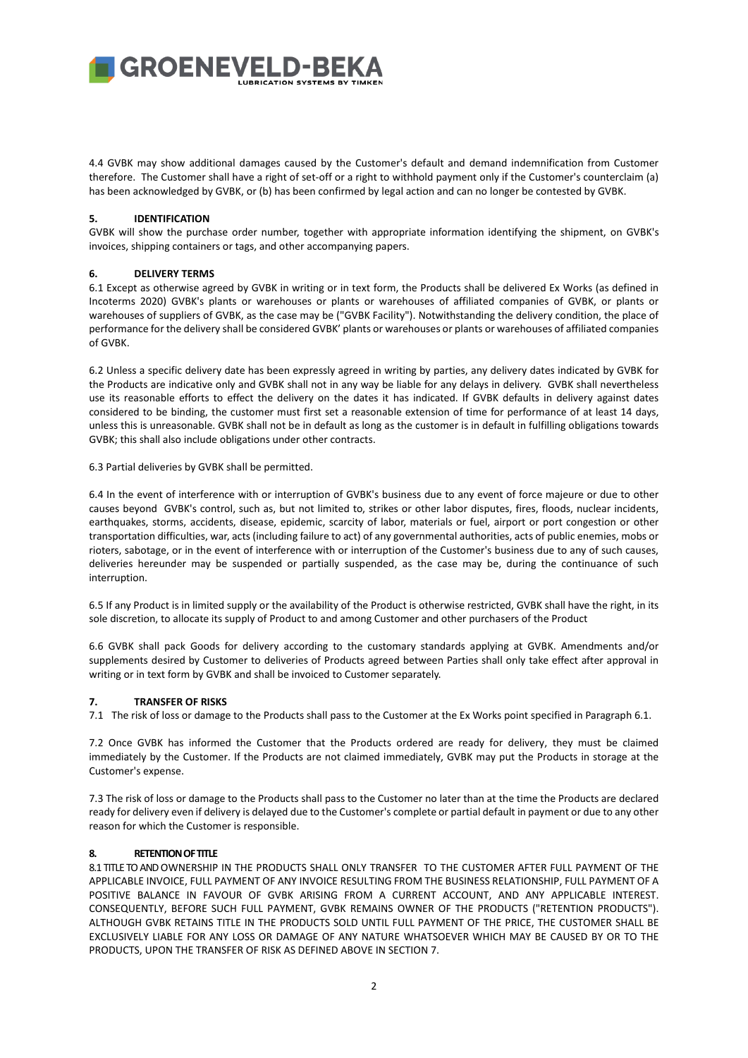4.4 GVBK may show additional damages caused by the Customer's default and demand indemnification from Customer therefore. The Customer shall have a right of set-off or a right to withhold payment only if the Customer's counterclaim (a) has been acknowledged by GVBK, or (b) has been confirmed by legal action and can no longer be contested by GVBK.

## 5. IDENTIFICATION

GVBK will show the purchase order number, together with appropriate information identifying the shipment, on GVBK's invoices, shipping containers or tags, and other accompanying papers.

## 6. DELIVERY TERMS

6.1 Except as otherwise agreed by GVBK in writing or in text form, the Products shall be delivered Ex Works (as defined in Incoterms 2020) GVBK's plants or warehouses or plants or warehouses of affiliated companies of GVBK, or plants or warehouses of suppliers of GVBK, as the case may be ("GVBK Facility"). Notwithstanding the delivery condition, the place of performance for the delivery shall be considered GVBK' plants or warehouses or plants or warehouses of affiliated companies of GVBK.

6.2 Unless a specific delivery date has been expressly agreed in writing by parties, any delivery dates indicated by GVBK for the Products are indicative only and GVBK shall not in any way be liable for any delays in delivery. GVBK shall nevertheless use its reasonable efforts to effect the delivery on the dates it has indicated. If GVBK defaults in delivery against dates considered to be binding, the customer must first set a reasonable extension of time for performance of at least 14 days, unless this is unreasonable. GVBK shall not be in default as long as the customer is in default in fulfilling obligations towards GVBK; this shall also include obligations under other contracts.

6.3 Partial deliveries by GVBK shall be permitted.

6.4 In the event of interference with or interruption of GVBK's business due to any event of force majeure or due to other causes beyond GVBK's control, such as, but not limited to, strikes or other labor disputes, fires, floods, nuclear incidents, earthquakes, storms, accidents, disease, epidemic, scarcity of labor, materials or fuel, airport or port congestion or other transportation difficulties, war, acts (including failure to act) of any governmental authorities, acts of public enemies, mobs or rioters, sabotage, or in the event of interference with or interruption of the Customer's business due to any of such causes, deliveries hereunder may be suspended or partially suspended, as the case may be, during the continuance of such interruption.

6.5 If any Product is in limited supply or the availability of the Product is otherwise restricted, GVBK shall have the right, in its sole discretion, to allocate its supply of Product to and among Customer and other purchasers of the Product

6.6 GVBK shall pack Goods for delivery according to the customary standards applying at GVBK. Amendments and/or supplements desired by Customer to deliveries of Products agreed between Parties shall only take effect after approval in writing or in text form by GVBK and shall be invoiced to Customer separately.

## 7. TRANSFER OF RISKS

7.1 The risk of loss or damage to the Products shall pass to the Customer at the Ex Works point specified in Paragraph 6.1.

7.2 Once GVBK has informed the Customer that the Products ordered are ready for delivery, they must be claimed immediately by the Customer. If the Products are not claimed immediately, GVBK may put the Products in storage at the Customer's expense.

7.3 The risk of loss or damage to the Products shall pass to the Customer no later than at the time the Products are declared ready for delivery even if delivery is delayed due to the Customer's complete or partial default in payment or due to any other reason for which the Customer is responsible.

## 8. RETENTION OF TITLE

8.1 TITLE TO AND OWNERSHIP IN THE PRODUCTS SHALL ONLY TRANSFER TO THE CUSTOMER AFTER FULL PAYMENT OF THE APPLICABLE INVOICE, FULL PAYMENT OF ANY INVOICE RESULTING FROM THE BUSINESS RELATIONSHIP, FULL PAYMENT OF A POSITIVE BALANCE IN FAVOUR OF GVBK ARISING FROM A CURRENT ACCOUNT, AND ANY APPLICABLE INTEREST. CONSEQUENTLY, BEFORE SUCH FULL PAYMENT, GVBK REMAINS OWNER OF THE PRODUCTS ("RETENTION PRODUCTS"). ALTHOUGH GVBK RETAINS TITLE IN THE PRODUCTS SOLD UNTIL FULL PAYMENT OF THE PRICE, THE CUSTOMER SHALL BE EXCLUSIVELY LIABLE FOR ANY LOSS OR DAMAGE OF ANY NATURE WHATSOEVER WHICH MAY BE CAUSED BY OR TO THE PRODUCTS, UPON THE TRANSFER OF RISK AS DEFINED ABOVE IN SECTION 7.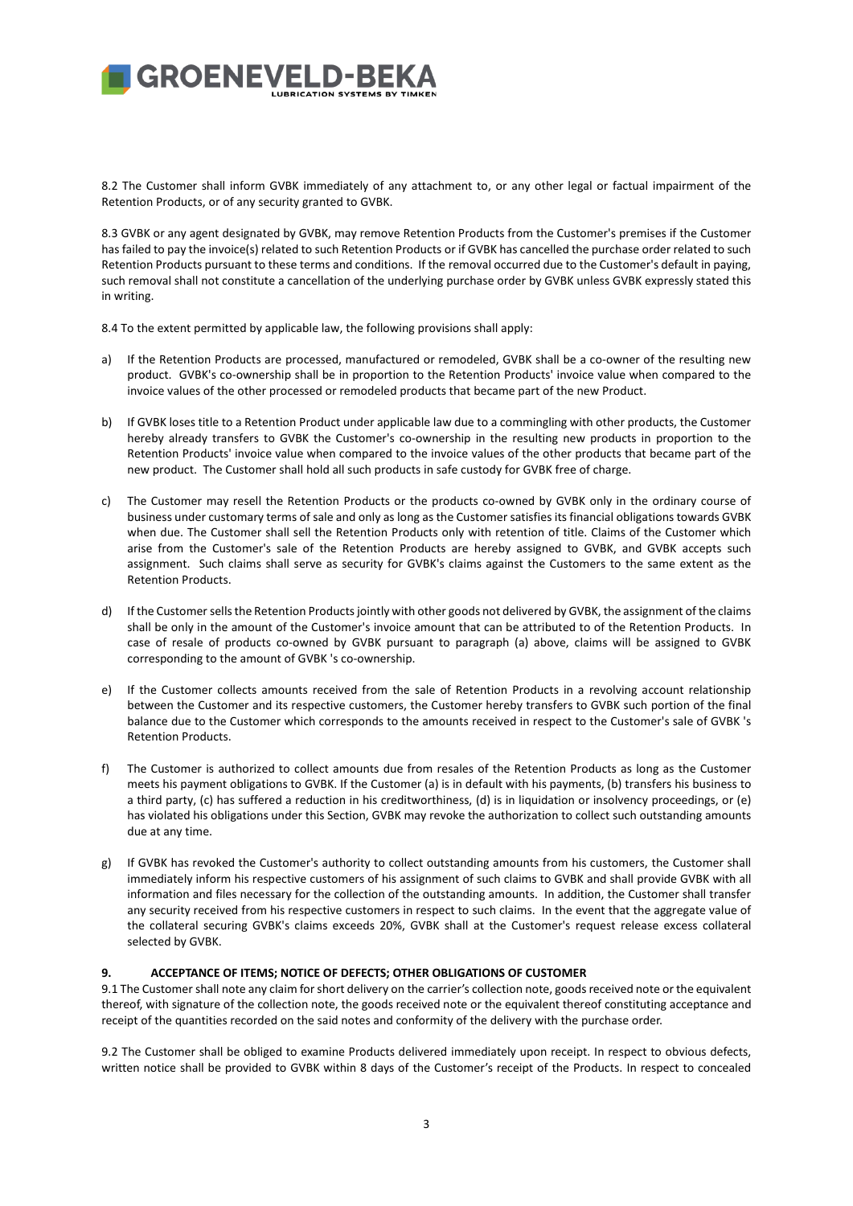8.2 The Customer shall inform GVBK immediately of any attachment to, or any other legal or factual impairment of the Retention Products, or of any security granted to GVBK.

8.3 GVBK or any agent designated by GVBK, may remove Retention Products from the Customer's premises if the Customer has failed to pay the invoice(s) related to such Retention Products or if GVBK has cancelled the purchase order related to such Retention Products pursuant to these terms and conditions. If the removal occurred due to the Customer's default in paying, such removal shall not constitute a cancellation of the underlying purchase order by GVBK unless GVBK expressly stated this in writing.

8.4 To the extent permitted by applicable law, the following provisions shall apply:

a) If the Retention Products are processed, manufactured or remodeled, GVBK shall be a co-owner of the resulting new product. GVBK's co-ownership shall be in proportion to the Retention Products' invoice value when compared to the invoice values of the other processed or remodeled products that became part of the new Product.

b) If GVBK loses title to a Retention Product under applicable law due to a commingling with other products, the Customer hereby already transfers to GVBK the Customer's co-ownership in the resulting new products in proportion to the Retention Products' invoice value when compared to the invoice values of the other products that became part of the new product. The Customer shall hold all such products in safe custody for GVBK free of charge.

c) The Customer may resell the Retention Products or the products co-owned by GVBK only in the ordinary course of business under customary terms of sale and only as long as the Customer satisfies its financial obligations towards GVBK when due. The Customer shall sell the Retention Products only with retention of title. Claims of the Customer which arise from the Customer's sale of the Retention Products are hereby assigned to GVBK, and GVBK accepts such assignment. Such claims shall serve as security for GVBK's claims against the Customers to the same extent as the Retention Products.

d) If the Customer sells the Retention Products jointly with other goods not delivered by GVBK, the assignment of the claims shall be only in the amount of the Customer's invoice amount that can be attributed to of the Retention Products. In case of resale of products co-owned by GVBK pursuant to paragraph (a) above, claims will be assigned to GVBK corresponding to the amount of GVBK 's co-ownership.

e) If the Customer collects amounts received from the sale of Retention Products in a revolving account relationship between the Customer and its respective customers, the Customer hereby transfers to GVBK such portion of the final balance due to the Customer which corresponds to the amounts received in respect to the Customer's sale of GVBK 's Retention Products.

f) The Customer is authorized to collect amounts due from resales of the Retention Products as long as the Customer meets his payment obligations to GVBK. If the Customer (a) is in default with his payments, (b) transfers his business to a third party, (c) has suffered a reduction in his creditworthiness, (d) is in liquidation or insolvency proceedings, or (e) has violated his obligations under this Section, GVBK may revoke the authorization to collect such outstanding amounts due at any time.

g) If GVBK has revoked the Customer's authority to collect outstanding amounts from his customers, the Customer shall immediately inform his respective customers of his assignment of such claims to GVBK and shall provide GVBK with all information and files necessary for the collection of the outstanding amounts. In addition, the Customer shall transfer any security received from his respective customers in respect to such claims. In the event that the aggregate value of the collateral securing GVBK's claims exceeds 20%, GVBK shall at the Customer's request release excess collateral selected by GVBK.

## 9. ACCEPTANCE OF ITEMS; NOTICE OF DEFECTS; OTHER OBLIGATIONS OF CUSTOMER

9.1 The Customer shall note any claim for short delivery on the carrier's collection note, goods received note or the equivalent thereof, with signature of the collection note, the goods received note or the equivalent thereof constituting acceptance and receipt of the quantities recorded on the said notes and conformity of the delivery with the purchase order.

9.2 The Customer shall be obliged to examine Products delivered immediately upon receipt. In respect to obvious defects, written notice shall be provided to GVBK within 8 days of the Customer's receipt of the Products. In respect to concealed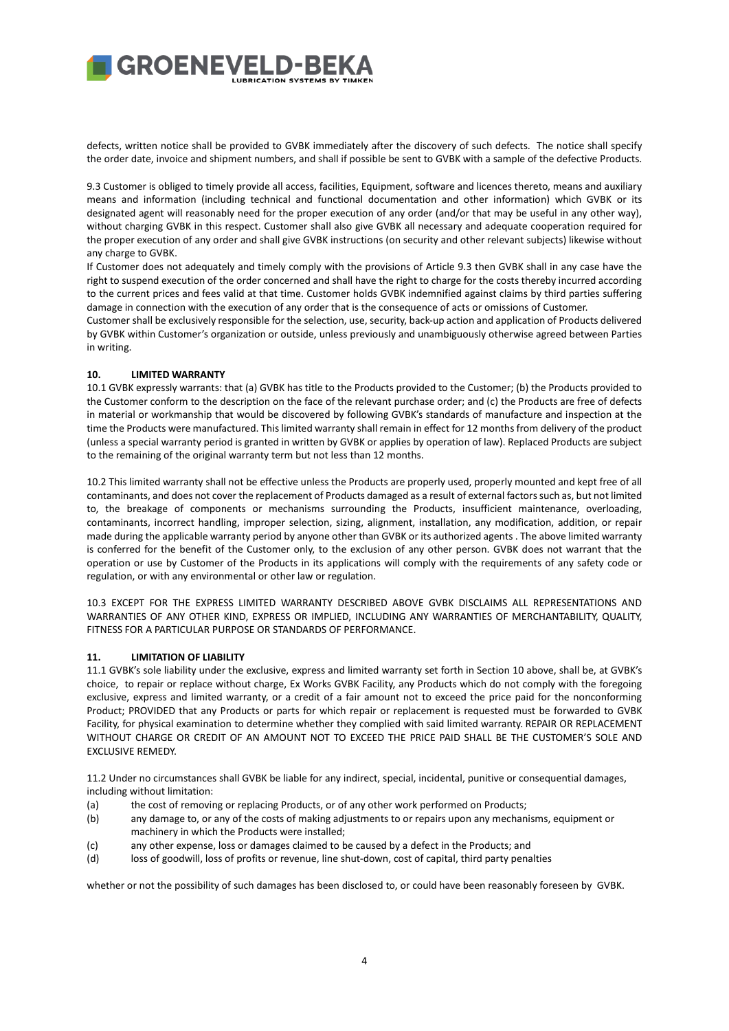defects, written notice shall be provided to GVBK immediately after the discovery of such defects. The notice shall specify the order date, invoice and shipment numbers, and shall if possible be sent to GVBK with a sample of the defective Products.

9.3 Customer is obliged to timely provide all access, facilities, Equipment, software and licences thereto, means and auxiliary means and information (including technical and functional documentation and other information) which GVBK or its designated agent will reasonably need for the proper execution of any order (and/or that may be useful in any other way), without charging GVBK in this respect. Customer shall also give GVBK all necessary and adequate cooperation required for the proper execution of any order and shall give GVBK instructions (on security and other relevant subjects) likewise without any charge to GVBK.

If Customer does not adequately and timely comply with the provisions of Article 9.3 then GVBK shall in any case have the right to suspend execution of the order concerned and shall have the right to charge for the costs thereby incurred according to the current prices and fees valid at that time. Customer holds GVBK indemnified against claims by third parties suffering damage in connection with the execution of any order that is the consequence of acts or omissions of Customer.

Customer shall be exclusively responsible for the selection, use, security, back-up action and application of Products delivered by GVBK within Customer's organization or outside, unless previously and unambiguously otherwise agreed between Parties in writing.

## 10. LIMITED WARRANTY

10.1 GVBK expressly warrants: that (a) GVBK has title to the Products provided to the Customer; (b) the Products provided to the Customer conform to the description on the face of the relevant purchase order; and (c) the Products are free of defects in material or workmanship that would be discovered by following GVBK's standards of manufacture and inspection at the time the Products were manufactured. This limited warranty shall remain in effect for 12 months from delivery of the product (unless a special warranty period is granted in written by GVBK or applies by operation of law). Replaced Products are subject to the remaining of the original warranty term but not less than 12 months.

10.2 This limited warranty shall not be effective unless the Products are properly used, properly mounted and kept free of all contaminants, and does not cover the replacement of Products damaged as a result of external factors such as, but not limited to, the breakage of components or mechanisms surrounding the Products, insufficient maintenance, overloading, contaminants, incorrect handling, improper selection, sizing, alignment, installation, any modification, addition, or repair made during the applicable warranty period by anyone other than GVBK or its authorized agents . The above limited warranty is conferred for the benefit of the Customer only, to the exclusion of any other person. GVBK does not warrant that the operation or use by Customer of the Products in its applications will comply with the requirements of any safety code or regulation, or with any environmental or other law or regulation.

10.3 EXCEPT FOR THE EXPRESS LIMITED WARRANTY DESCRIBED ABOVE GVBK DISCLAIMS ALL REPRESENTATIONS AND WARRANTIES OF ANY OTHER KIND, EXPRESS OR IMPLIED, INCLUDING ANY WARRANTIES OF MERCHANTABILITY, QUALITY, FITNESS FOR A PARTICULAR PURPOSE OR STANDARDS OF PERFORMANCE.

## 11. LIMITATION OF LIABILITY

11.1 GVBK's sole liability under the exclusive, express and limited warranty set forth in Section 10 above, shall be, at GVBK's choice, to repair or replace without charge, Ex Works GVBK Facility, any Products which do not comply with the foregoing exclusive, express and limited warranty, or a credit of a fair amount not to exceed the price paid for the nonconforming Product; PROVIDED that any Products or parts for which repair or replacement is requested must be forwarded to GVBK Facility, for physical examination to determine whether they complied with said limited warranty. REPAIR OR REPLACEMENT WITHOUT CHARGE OR CREDIT OF AN AMOUNT NOT TO EXCEED THE PRICE PAID SHALL BE THE CUSTOMER'S SOLE AND EXCLUSIVE REMEDY.

11.2 Under no circumstances shall GVBK be liable for any indirect, special, incidental, punitive or consequential damages, including without limitation:

(a) the cost of removing or replacing Products, or of any other work performed on Products;

(b) any damage to, or any of the costs of making adjustments to or repairs upon any mechanisms, equipment or machinery in which the Products were installed;

(c) any other expense, loss or damages claimed to be caused by a defect in the Products; and

(d) loss of goodwill, loss of profits or revenue, line shut-down, cost of capital, third party penalties

whether or not the possibility of such damages has been disclosed to, or could have been reasonably foreseen by GVBK.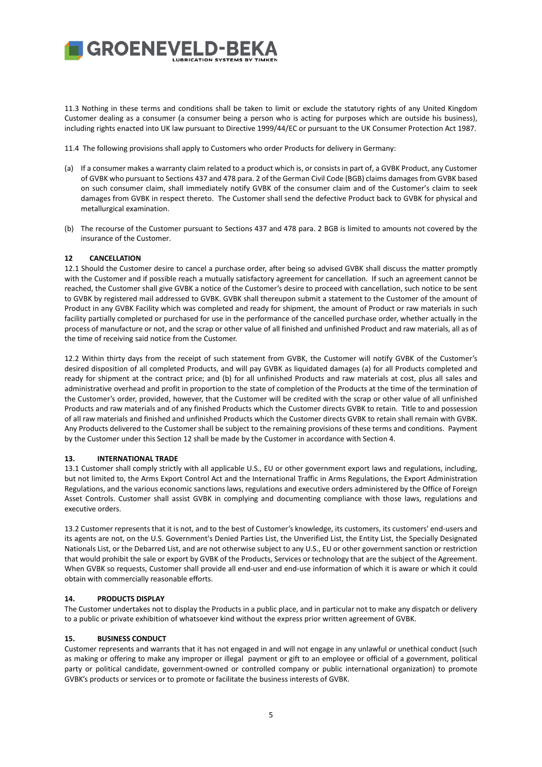11.3 Nothing in these terms and conditions shall be taken to limit or exclude the statutory rights of any United Kingdom Customer dealing as a consumer (a consumer being a person who is acting for purposes which are outside his business), including rights enacted into UK law pursuant to Directive 1999/44/EC or pursuant to the UK Consumer Protection Act 1987.

11.4 The following provisions shall apply to Customers who order Products for delivery in Germany:

(a) If a consumer makes a warranty claim related to a product which is, or consists in part of, a GVBK Product, any Customer of GVBK who pursuant to Sections 437 and 478 para. 2 of the German Civil Code (BGB) claims damages from GVBK based on such consumer claim, shall immediately notify GVBK of the consumer claim and of the Customer's claim to seek damages from GVBK in respect thereto. The Customer shall send the defective Product back to GVBK for physical and metallurgical examination.

(b) The recourse of the Customer pursuant to Sections 437 and 478 para. 2 BGB is limited to amounts not covered by the insurance of the Customer.

## 12 CANCELLATION

12.1 Should the Customer desire to cancel a purchase order, after being so advised GVBK shall discuss the matter promptly with the Customer and if possible reach a mutually satisfactory agreement for cancellation. If such an agreement cannot be reached, the Customer shall give GVBK a notice of the Customer's desire to proceed with cancellation, such notice to be sent to GVBK by registered mail addressed to GVBK. GVBK shall thereupon submit a statement to the Customer of the amount of Product in any GVBK Facility which was completed and ready for shipment, the amount of Product or raw materials in such facility partially completed or purchased for use in the performance of the cancelled purchase order, whether actually in the process of manufacture or not, and the scrap or other value of all finished and unfinished Product and raw materials, all as of the time of receiving said notice from the Customer.

12.2 Within thirty days from the receipt of such statement from GVBK, the Customer will notify GVBK of the Customer's desired disposition of all completed Products, and will pay GVBK as liquidated damages (a) for all Products completed and ready for shipment at the contract price; and (b) for all unfinished Products and raw materials at cost, plus all sales and administrative overhead and profit in proportion to the state of completion of the Products at the time of the termination of the Customer's order, provided, however, that the Customer will be credited with the scrap or other value of all unfinished Products and raw materials and of any finished Products which the Customer directs GVBK to retain. Title to and possession of all raw materials and finished and unfinished Products which the Customer directs GVBK to retain shall remain with GVBK. Any Products delivered to the Customer shall be subject to the remaining provisions of these terms and conditions. Payment by the Customer under this Section 12 shall be made by the Customer in accordance with Section 4.

## 13. INTERNATIONAL TRADE

13.1 Customer shall comply strictly with all applicable U.S., EU or other government export laws and regulations, including, but not limited to, the Arms Export Control Act and the International Traffic in Arms Regulations, the Export Administration Regulations, and the various economic sanctions laws, regulations and executive orders administered by the Office of Foreign Asset Controls. Customer shall assist GVBK in complying and documenting compliance with those laws, regulations and executive orders.

13.2 Customer represents that it is not, and to the best of Customer's knowledge, its customers, its customers' end-users and its agents are not, on the U.S. Government's Denied Parties List, the Unverified List, the Entity List, the Specially Designated Nationals List, or the Debarred List, and are not otherwise subject to any U.S., EU or other government sanction or restriction that would prohibit the sale or export by GVBK of the Products, Services or technology that are the subject of the Agreement. When GVBK so requests, Customer shall provide all end-user and end-use information of which it is aware or which it could obtain with commercially reasonable efforts.

## 14. PRODUCTS DISPLAY

The Customer undertakes not to display the Products in a public place, and in particular not to make any dispatch or delivery to a public or private exhibition of whatsoever kind without the express prior written agreement of GVBK.

## 15. BUSINESS CONDUCT

Customer represents and warrants that it has not engaged in and will not engage in any unlawful or unethical conduct (such as making or offering to make any improper or illegal payment or gift to an employee or official of a government, political party or political candidate, government-owned or controlled company or public international organization) to promote GVBK's products or services or to promote or facilitate the business interests of GVBK.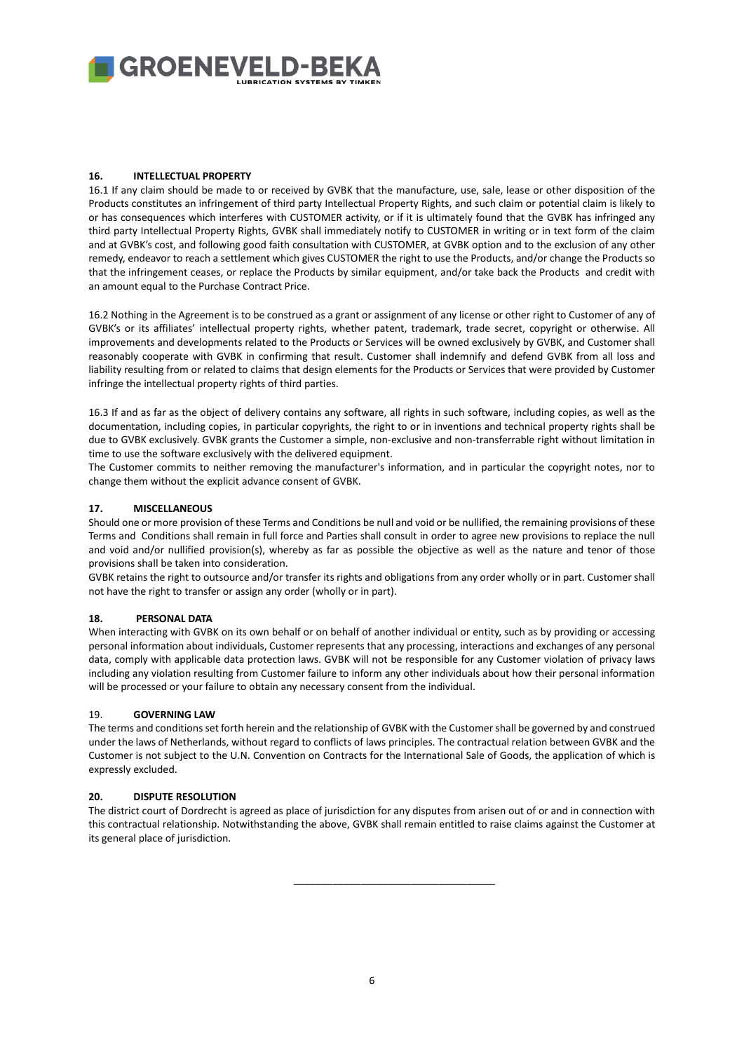## 16. INTELLECTUAL PROPERTY

16.1 If any claim should be made to or received by GVBK that the manufacture, use, sale, lease or other disposition of the Products constitutes an infringement of third party Intellectual Property Rights, and such claim or potential claim is likely to or has consequences which interferes with CUSTOMER activity, or if it is ultimately found that the GVBK has infringed any third party Intellectual Property Rights, GVBK shall immediately notify to CUSTOMER in writing or in text form of the claim and at GVBK's cost, and following good faith consultation with CUSTOMER, at GVBK option and to the exclusion of any other remedy, endeavor to reach a settlement which gives CUSTOMER the right to use the Products, and/or change the Products so that the infringement ceases, or replace the Products by similar equipment, and/or take back the Products and credit with an amount equal to the Purchase Contract Price.

16.2 Nothing in the Agreement is to be construed as a grant or assignment of any license or other right to Customer of any of GVBK's or its affiliates' intellectual property rights, whether patent, trademark, trade secret, copyright or otherwise. All improvements and developments related to the Products or Services will be owned exclusively by GVBK, and Customer shall reasonably cooperate with GVBK in confirming that result. Customer shall indemnify and defend GVBK from all loss and liability resulting from or related to claims that design elements for the Products or Services that were provided by Customer infringe the intellectual property rights of third parties.

16.3 If and as far as the object of delivery contains any software, all rights in such software, including copies, as well as the documentation, including copies, in particular copyrights, the right to or in inventions and technical property rights shall be due to GVBK exclusively. GVBK grants the Customer a simple, non-exclusive and non-transferrable right without limitation in time to use the software exclusively with the delivered equipment.

The Customer commits to neither removing the manufacturer's information, and in particular the copyright notes, nor to change them without the explicit advance consent of GVBK.

## 17. MISCELLANEOUS

Should one or more provision of these Terms and Conditions be null and void or be nullified, the remaining provisions of these Terms and Conditions shall remain in full force and Parties shall consult in order to agree new provisions to replace the null and void and/or nullified provision(s), whereby as far as possible the objective as well as the nature and tenor of those provisions shall be taken into consideration.

GVBK retains the right to outsource and/or transfer its rights and obligations from any order wholly or in part. Customer shall not have the right to transfer or assign any order (wholly or in part).

## 18. PERSONAL DATA

When interacting with GVBK on its own behalf or on behalf of another individual or entity, such as by providing or accessing personal information about individuals, Customer represents that any processing, interactions and exchanges of any personal data, comply with applicable data protection laws. GVBK will not be responsible for any Customer violation of privacy laws including any violation resulting from Customer failure to inform any other individuals about how their personal information will be processed or your failure to obtain any necessary consent from the individual.

## 19. GOVERNING LAW

The terms and conditions set forth herein and the relationship of GVBK with the Customer shall be governed by and construed under the laws of Netherlands, without regard to conflicts of laws principles. The contractual relation between GVBK and the Customer is not subject to the U.N. Convention on Contracts for the International Sale of Goods, the application of which is expressly excluded.

## 20. DISPUTE RESOLUTION

The district court of Dordrecht is agreed as place of jurisdiction for any disputes from arisen out of or and in connection with this contractual relationship. Notwithstanding the above, GVBK shall remain entitled to raise claims against the Customer at its general place of jurisdiction.

---